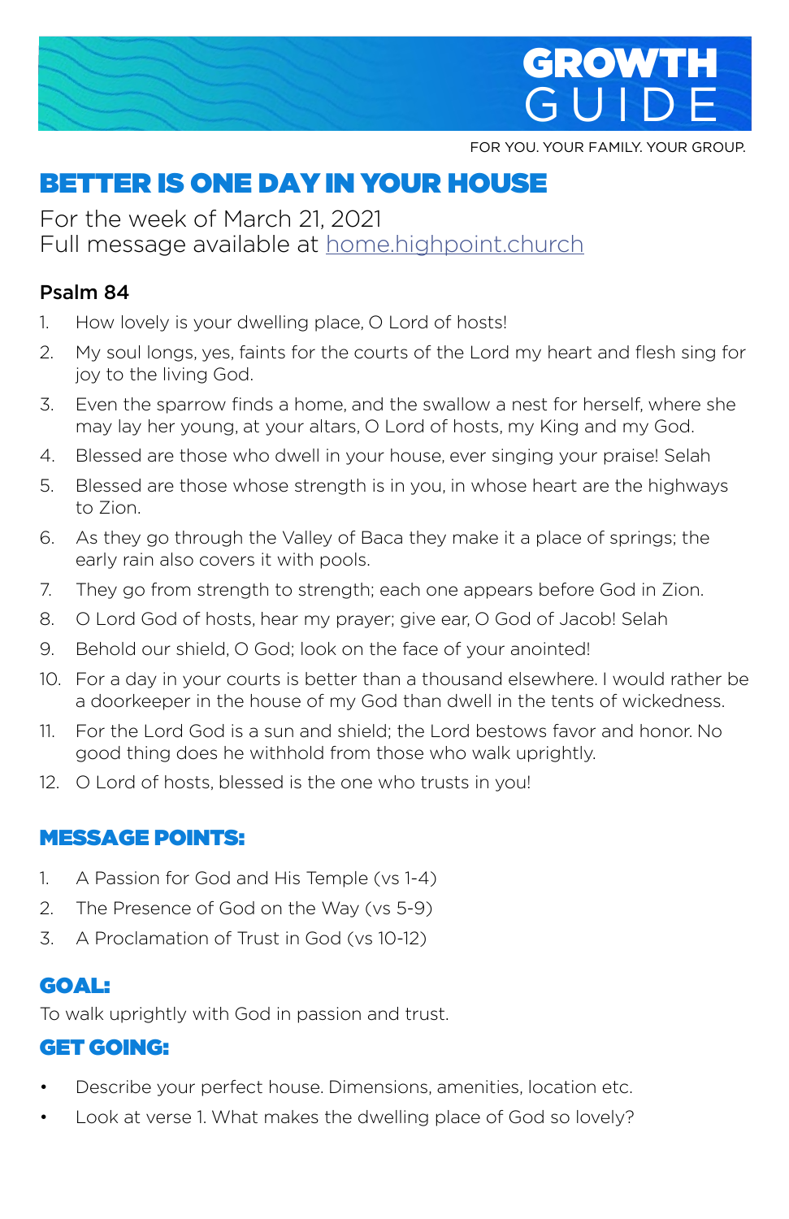# GROWTH GUIDE

FOR YOU. YOUR FAMILY. YOUR GROUP.

## BETTER IS ONE DAY IN YOUR HOUSE

For the week of March 21, 2021
Full message available at home.highpoint.church

### Psalm 84

1. How lovely is your dwelling place, O Lord of hosts!
2. My soul longs, yes, faints for the courts of the Lord my heart and flesh sing for joy to the living God.
3. Even the sparrow finds a home, and the swallow a nest for herself, where she may lay her young, at your altars, O Lord of hosts, my King and my God.
4. Blessed are those who dwell in your house, ever singing your praise! Selah
5. Blessed are those whose strength is in you, in whose heart are the highways to Zion.
6. As they go through the Valley of Baca they make it a place of springs; the early rain also covers it with pools.
7. They go from strength to strength; each one appears before God in Zion.
8. O Lord God of hosts, hear my prayer; give ear, O God of Jacob! Selah
9. Behold our shield, O God; look on the face of your anointed!
10. For a day in your courts is better than a thousand elsewhere. I would rather be a doorkeeper in the house of my God than dwell in the tents of wickedness.
11. For the Lord God is a sun and shield; the Lord bestows favor and honor. No good thing does he withhold from those who walk uprightly.
12. O Lord of hosts, blessed is the one who trusts in you!

## MESSAGE POINTS:

1. A Passion for God and His Temple (vs 1-4)
2. The Presence of God on the Way (vs 5-9)
3. A Proclamation of Trust in God (vs 10-12)

## GOAL:

To walk uprightly with God in passion and trust.

## GET GOING:

- Describe your perfect house. Dimensions, amenities, location etc.
- Look at verse 1. What makes the dwelling place of God so lovely?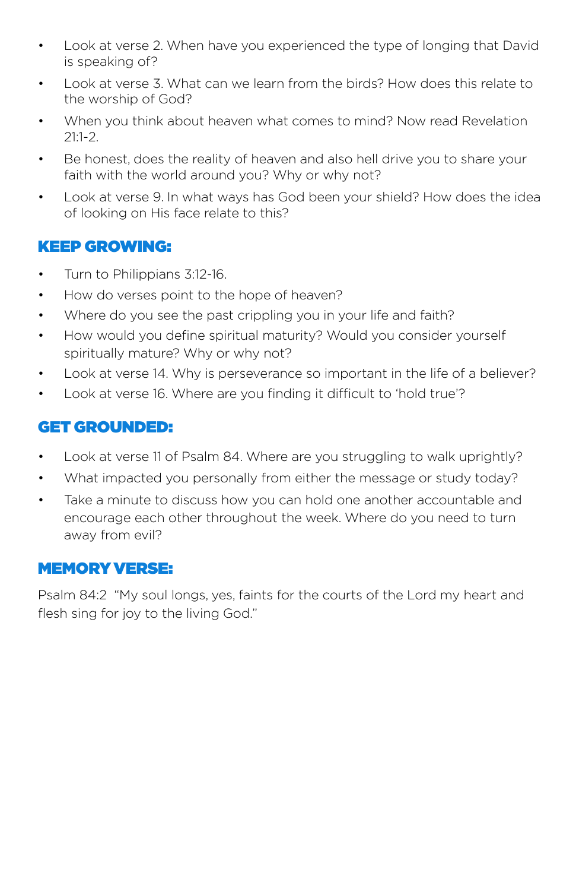- Look at verse 2. When have you experienced the type of longing that David is speaking of?
- Look at verse 3. What can we learn from the birds? How does this relate to the worship of God?
- When you think about heaven what comes to mind? Now read Revelation 21:1-2.
- Be honest, does the reality of heaven and also hell drive you to share your faith with the world around you? Why or why not?
- Look at verse 9. In what ways has God been your shield? How does the idea of looking on His face relate to this?

## KEEP GROWING:

- Turn to Philippians 3:12-16.
- How do verses point to the hope of heaven?
- Where do you see the past crippling you in your life and faith?
- How would you define spiritual maturity? Would you consider yourself spiritually mature? Why or why not?
- Look at verse 14. Why is perseverance so important in the life of a believer?
- Look at verse 16. Where are you finding it difficult to 'hold true'?

## GET GROUNDED:

- Look at verse 11 of Psalm 84. Where are you struggling to walk uprightly?
- What impacted you personally from either the message or study today?
- Take a minute to discuss how you can hold one another accountable and encourage each other throughout the week. Where do you need to turn away from evil?

## MEMORY VERSE:

Psalm 84:2 "My soul longs, yes, faints for the courts of the Lord my heart and flesh sing for joy to the living God."